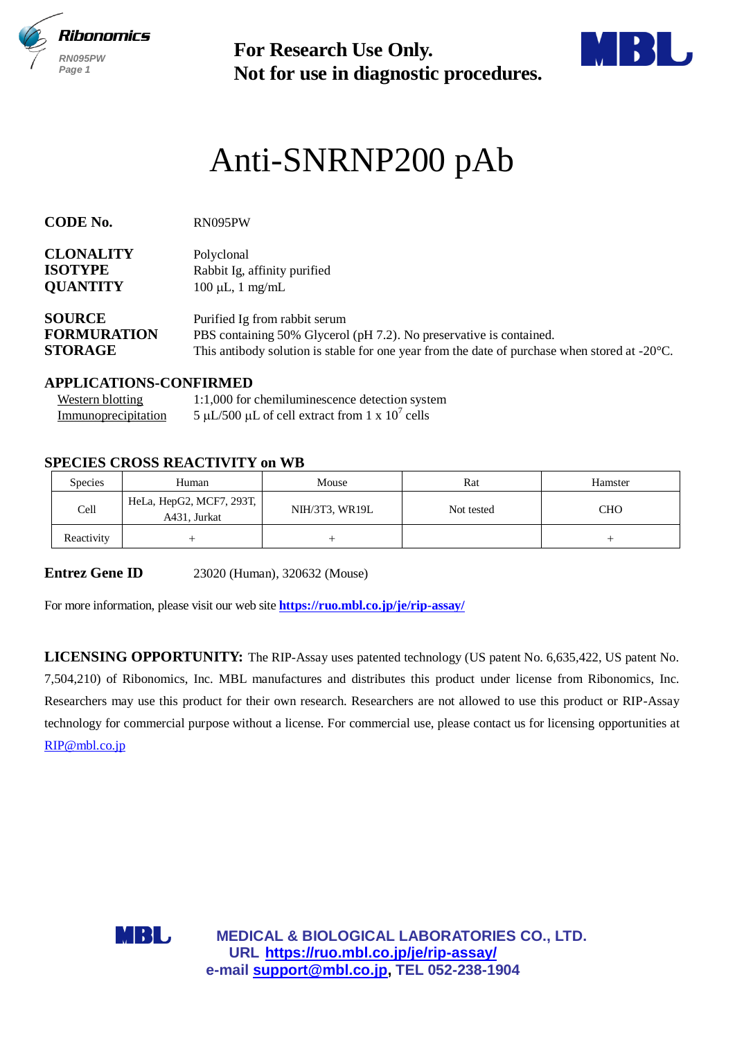**For Research Use Only.**
**Not for use in diagnostic procedures.**

# Anti-SNRNP200 pAb

**CODE No.** RN095PW

**CLONALITY** Polyclonal
**ISOTYPE** Rabbit Ig, affinity purified
**QUANTITY** 100 µL, 1 mg/mL

**SOURCE** Purified Ig from rabbit serum
**FORMURATION** PBS containing 50% Glycerol (pH 7.2). No preservative is contained.
**STORAGE** This antibody solution is stable for one year from the date of purchase when stored at -20°C.

## APPLICATIONS-CONFIRMED

Western blotting 1:1,000 for chemiluminescence detection system
Immunoprecipitation 5 µL/500 µL of cell extract from 1 x $10^7$ cells

## SPECIES CROSS REACTIVITY on WB

| Species | Human | Mouse | Rat | Hamster |
|---|---|---|---|---|
| Cell | HeLa, HepG2, MCF7, 293T, A431, Jurkat | NIH/3T3, WR19L | Not tested | CHO |
| Reactivity | + | + | | + |

**Entrez Gene ID** 23020 (Human), 320632 (Mouse)

For more information, please visit our web site **https://ruo.mbl.co.jp/je/rip-assay/**

**LICENSING OPPORTUNITY:** The RIP-Assay uses patented technology (US patent No. 6,635,422, US patent No. 7,504,210) of Ribonomics, Inc. MBL manufactures and distributes this product under license from Ribonomics, Inc. Researchers may use this product for their own research. Researchers are not allowed to use this product or RIP-Assay technology for commercial purpose without a license. For commercial use, please contact us for licensing opportunities at RIP@mbl.co.jp

**MEDICAL & BIOLOGICAL LABORATORIES CO., LTD.**
**URL https://ruo.mbl.co.jp/je/rip-assay/**
**e-mail support@mbl.co.jp, TEL 052-238-1904**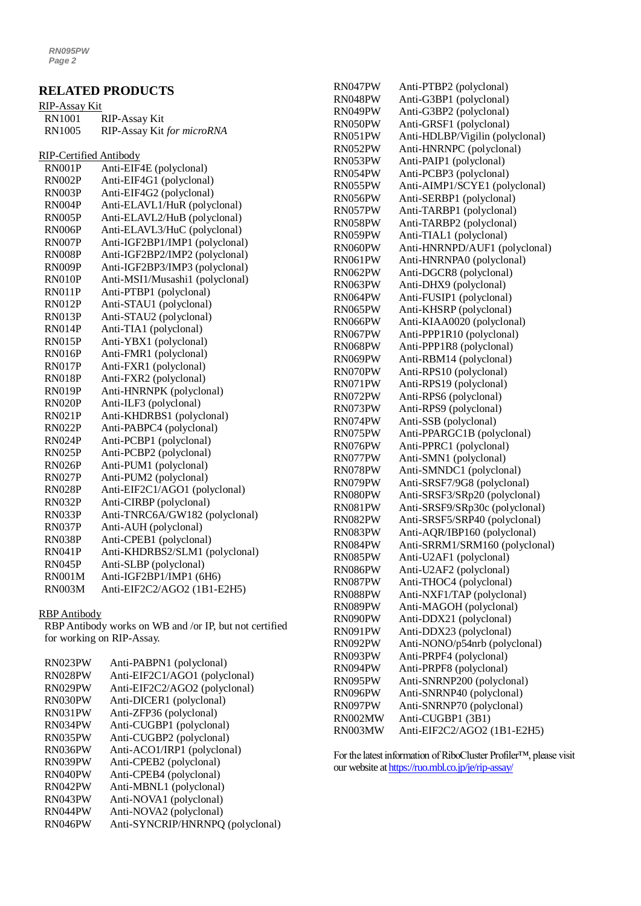## RELATED PRODUCTS

RIP-Assay Kit

| | |
|---|---|
| RN1001 | RIP-Assay Kit |
| RN1005 | RIP-Assay Kit *for microRNA* |

RIP-Certified Antibody

| | |
|---|---|
| RN001P | Anti-EIF4E (polyclonal) |
| RN002P | Anti-EIF4G1 (polyclonal) |
| RN003P | Anti-EIF4G2 (polyclonal) |
| RN004P | Anti-ELAVL1/HuR (polyclonal) |
| RN005P | Anti-ELAVL2/HuB (polyclonal) |
| RN006P | Anti-ELAVL3/HuC (polyclonal) |
| RN007P | Anti-IGF2BP1/IMP1 (polyclonal) |
| RN008P | Anti-IGF2BP2/IMP2 (polyclonal) |
| RN009P | Anti-IGF2BP3/IMP3 (polyclonal) |
| RN010P | Anti-MSI1/Musashi1 (polyclonal) |
| RN011P | Anti-PTBP1 (polyclonal) |
| RN012P | Anti-STAU1 (polyclonal) |
| RN013P | Anti-STAU2 (polyclonal) |
| RN014P | Anti-TIA1 (polyclonal) |
| RN015P | Anti-YBX1 (polyclonal) |
| RN016P | Anti-FMR1 (polyclonal) |
| RN017P | Anti-FXR1 (polyclonal) |
| RN018P | Anti-FXR2 (polyclonal) |
| RN019P | Anti-HNRNPK (polyclonal) |
| RN020P | Anti-ILF3 (polyclonal) |
| RN021P | Anti-KHDRBS1 (polyclonal) |
| RN022P | Anti-PABPC4 (polyclonal) |
| RN024P | Anti-PCBP1 (polyclonal) |
| RN025P | Anti-PCBP2 (polyclonal) |
| RN026P | Anti-PUM1 (polyclonal) |
| RN027P | Anti-PUM2 (polyclonal) |
| RN028P | Anti-EIF2C1/AGO1 (polyclonal) |
| RN032P | Anti-CIRBP (polyclonal) |
| RN033P | Anti-TNRC6A/GW182 (polyclonal) |
| RN037P | Anti-AUH (polyclonal) |
| RN038P | Anti-CPEB1 (polyclonal) |
| RN041P | Anti-KHDRBS2/SLM1 (polyclonal) |
| RN045P | Anti-SLBP (polyclonal) |
| RN001M | Anti-IGF2BP1/IMP1 (6H6) |
| RN003M | Anti-EIF2C2/AGO2 (1B1-E2H5) |

RBP Antibody

RBP Antibody works on WB and /or IP, but not certified for working on RIP-Assay.

| | |
|---|---|
| RN023PW | Anti-PABPN1 (polyclonal) |
| RN028PW | Anti-EIF2C1/AGO1 (polyclonal) |
| RN029PW | Anti-EIF2C2/AGO2 (polyclonal) |
| RN030PW | Anti-DICER1 (polyclonal) |
| RN031PW | Anti-ZFP36 (polyclonal) |
| RN034PW | Anti-CUGBP1 (polyclonal) |
| RN035PW | Anti-CUGBP2 (polyclonal) |
| RN036PW | Anti-ACO1/IRP1 (polyclonal) |
| RN039PW | Anti-CPEB2 (polyclonal) |
| RN040PW | Anti-CPEB4 (polyclonal) |
| RN042PW | Anti-MBNL1 (polyclonal) |
| RN043PW | Anti-NOVA1 (polyclonal) |
| RN044PW | Anti-NOVA2 (polyclonal) |
| RN046PW | Anti-SYNCRIP/HNRNPQ (polyclonal) |
| RN047PW | Anti-PTBP2 (polyclonal) |
| RN048PW | Anti-G3BP1 (polyclonal) |
| RN049PW | Anti-G3BP2 (polyclonal) |
| RN050PW | Anti-GRSF1 (polyclonal) |
| RN051PW | Anti-HDLBP/Vigilin (polyclonal) |
| RN052PW | Anti-HNRNPC (polyclonal) |
| RN053PW | Anti-PAIP1 (polyclonal) |
| RN054PW | Anti-PCBP3 (polyclonal) |
| RN055PW | Anti-AIMP1/SCYE1 (polyclonal) |
| RN056PW | Anti-SERBP1 (polyclonal) |
| RN057PW | Anti-TARBP1 (polyclonal) |
| RN058PW | Anti-TARBP2 (polyclonal) |
| RN059PW | Anti-TIAL1 (polyclonal) |
| RN060PW | Anti-HNRNPD/AUF1 (polyclonal) |
| RN061PW | Anti-HNRNPA0 (polyclonal) |
| RN062PW | Anti-DGCR8 (polyclonal) |
| RN063PW | Anti-DHX9 (polyclonal) |
| RN064PW | Anti-FUSIP1 (polyclonal) |
| RN065PW | Anti-KHSRP (polyclonal) |
| RN066PW | Anti-KIAA0020 (polyclonal) |
| RN067PW | Anti-PPP1R10 (polyclonal) |
| RN068PW | Anti-PPP1R8 (polyclonal) |
| RN069PW | Anti-RBM14 (polyclonal) |
| RN070PW | Anti-RPS10 (polyclonal) |
| RN071PW | Anti-RPS19 (polyclonal) |
| RN072PW | Anti-RPS6 (polyclonal) |
| RN073PW | Anti-RPS9 (polyclonal) |
| RN074PW | Anti-SSB (polyclonal) |
| RN075PW | Anti-PPARGC1B (polyclonal) |
| RN076PW | Anti-PPRC1 (polyclonal) |
| RN077PW | Anti-SMN1 (polyclonal) |
| RN078PW | Anti-SMNDC1 (polyclonal) |
| RN079PW | Anti-SRSF7/9G8 (polyclonal) |
| RN080PW | Anti-SRSF3/SRp20 (polyclonal) |
| RN081PW | Anti-SRSF9/SRp30c (polyclonal) |
| RN082PW | Anti-SRSF5/SRP40 (polyclonal) |
| RN083PW | Anti-AQR/IBP160 (polyclonal) |
| RN084PW | Anti-SRRM1/SRM160 (polyclonal) |
| RN085PW | Anti-U2AF1 (polyclonal) |
| RN086PW | Anti-U2AF2 (polyclonal) |
| RN087PW | Anti-THOC4 (polyclonal) |
| RN088PW | Anti-NXF1/TAP (polyclonal) |
| RN089PW | Anti-MAGOH (polyclonal) |
| RN090PW | Anti-DDX21 (polyclonal) |
| RN091PW | Anti-DDX23 (polyclonal) |
| RN092PW | Anti-NONO/p54nrb (polyclonal) |
| RN093PW | Anti-PRPF4 (polyclonal) |
| RN094PW | Anti-PRPF8 (polyclonal) |
| RN095PW | Anti-SNRNP200 (polyclonal) |
| RN096PW | Anti-SNRNP40 (polyclonal) |
| RN097PW | Anti-SNRNP70 (polyclonal) |
| RN002MW | Anti-CUGBP1 (3B1) |
| RN003MW | Anti-EIF2C2/AGO2 (1B1-E2H5) |

For the latest information of RiboCluster Profiler™, please visit our website at https://ruo.mbl.co.jp/je/rip-assay/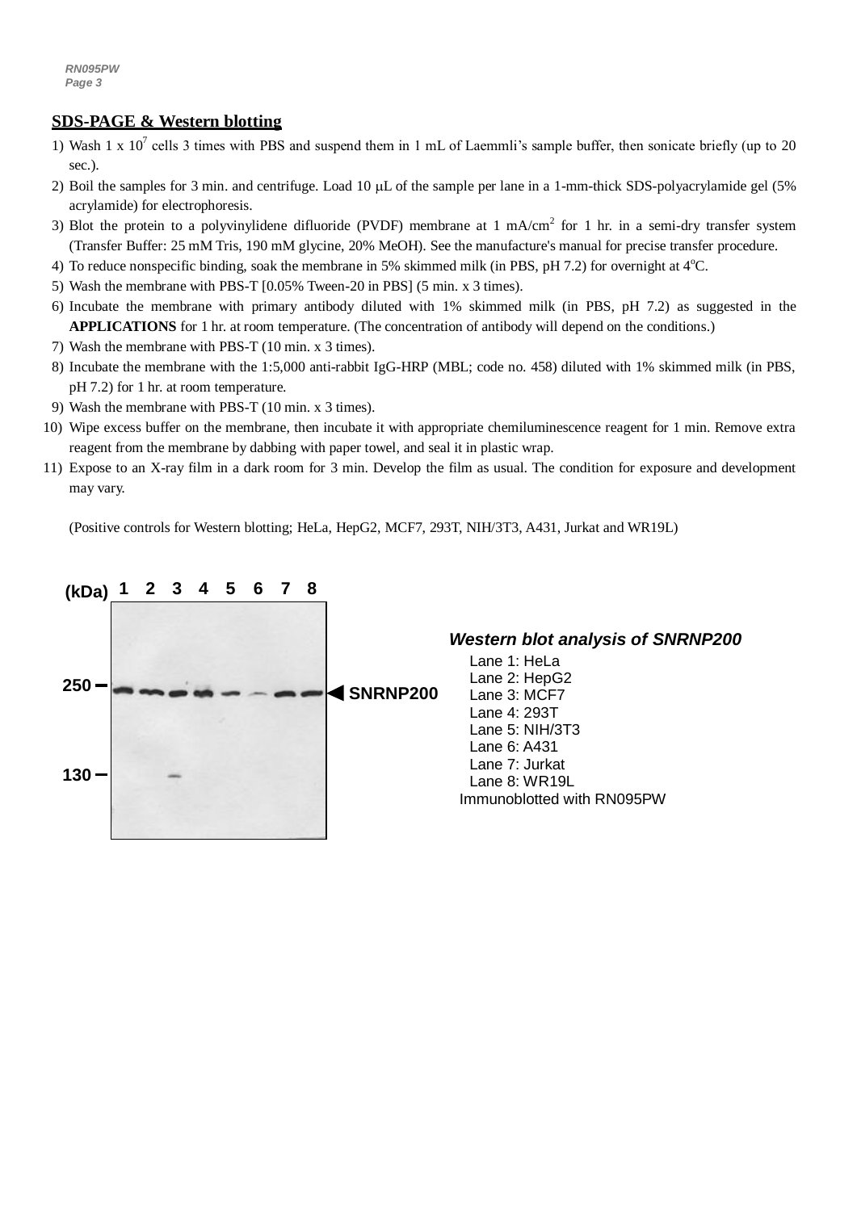## SDS-PAGE & Western blotting

1) Wash 1 x $10^7$ cells 3 times with PBS and suspend them in 1 mL of Laemmli's sample buffer, then sonicate briefly (up to 20 sec.).
2) Boil the samples for 3 min. and centrifuge. Load 10 μL of the sample per lane in a 1-mm-thick SDS-polyacrylamide gel (5% acrylamide) for electrophoresis.
3) Blot the protein to a polyvinylidene difluoride (PVDF) membrane at 1 mA/$cm^2$ for 1 hr. in a semi-dry transfer system (Transfer Buffer: 25 mM Tris, 190 mM glycine, 20% MeOH). See the manufacture's manual for precise transfer procedure.
4) To reduce nonspecific binding, soak the membrane in 5% skimmed milk (in PBS, pH 7.2) for overnight at 4°C.
5) Wash the membrane with PBS-T [0.05% Tween-20 in PBS] (5 min. x 3 times).
6) Incubate the membrane with primary antibody diluted with 1% skimmed milk (in PBS, pH 7.2) as suggested in the **APPLICATIONS** for 1 hr. at room temperature. (The concentration of antibody will depend on the conditions.)
7) Wash the membrane with PBS-T (10 min. x 3 times).
8) Incubate the membrane with the 1:5,000 anti-rabbit IgG-HRP (MBL; code no. 458) diluted with 1% skimmed milk (in PBS, pH 7.2) for 1 hr. at room temperature.
9) Wash the membrane with PBS-T (10 min. x 3 times).
10) Wipe excess buffer on the membrane, then incubate it with appropriate chemiluminescence reagent for 1 min. Remove extra reagent from the membrane by dabbing with paper towel, and seal it in plastic wrap.
11) Expose to an X-ray film in a dark room for 3 min. Develop the film as usual. The condition for exposure and development may vary.

(Positive controls for Western blotting; HeLa, HepG2, MCF7, 293T, NIH/3T3, A431, Jurkat and WR19L)

(kDa) 1 2 3 4 5 6 7 8

250 — ◀ SNRNP200

130 —

***Western blot analysis of SNRNP200***

Lane 1: HeLa
Lane 2: HepG2
Lane 3: MCF7
Lane 4: 293T
Lane 5: NIH/3T3
Lane 6: A431
Lane 7: Jurkat
Lane 8: WR19L
Immunoblotted with RN095PW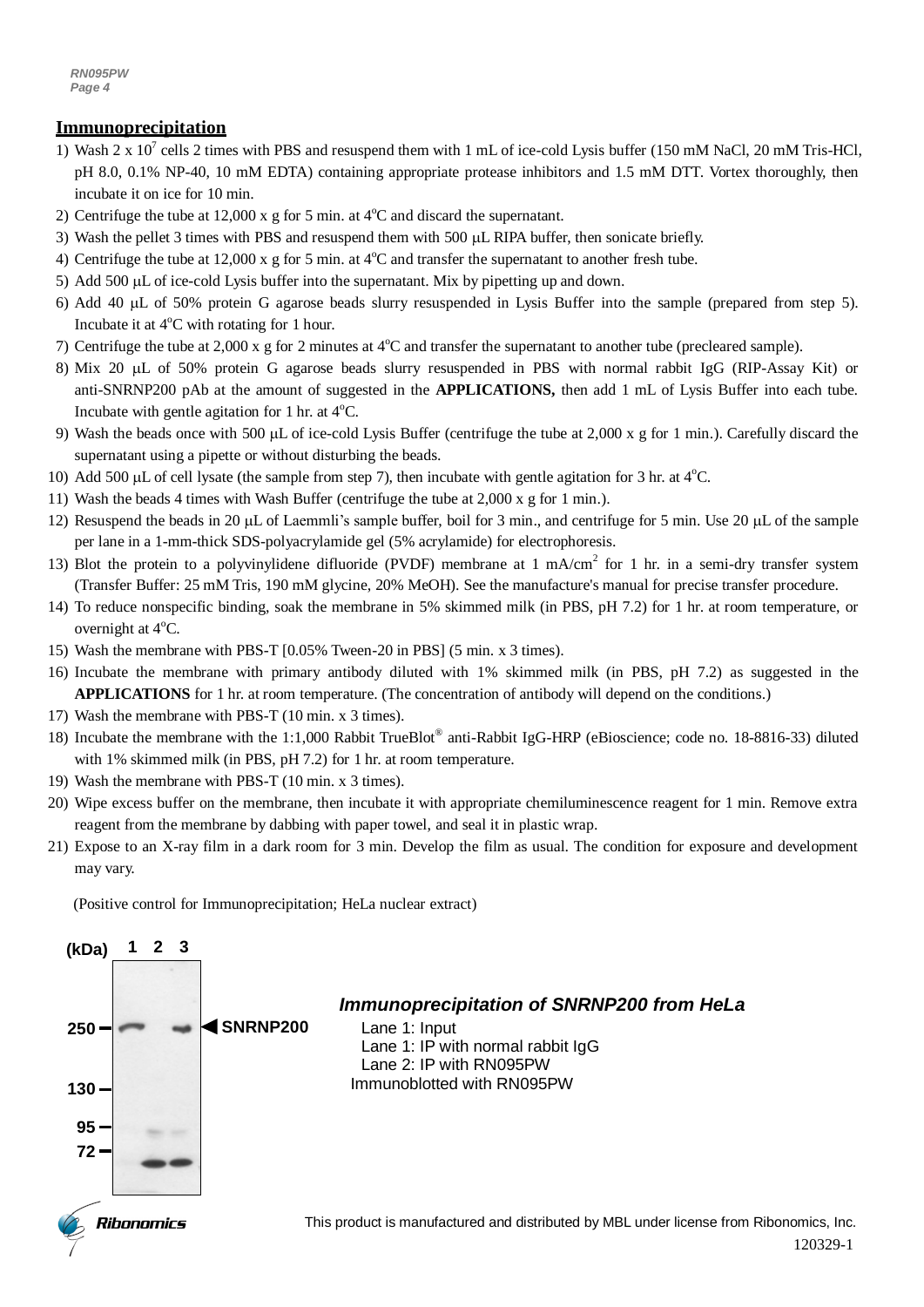## Immunoprecipitation

1) Wash 2 x $10^7$ cells 2 times with PBS and resuspend them with 1 mL of ice-cold Lysis buffer (150 mM NaCl, 20 mM Tris-HCl, pH 8.0, 0.1% NP-40, 10 mM EDTA) containing appropriate protease inhibitors and 1.5 mM DTT. Vortex thoroughly, then incubate it on ice for 10 min.
2) Centrifuge the tube at 12,000 x g for 5 min. at 4°C and discard the supernatant.
3) Wash the pellet 3 times with PBS and resuspend them with 500 μL RIPA buffer, then sonicate briefly.
4) Centrifuge the tube at 12,000 x g for 5 min. at 4°C and transfer the supernatant to another fresh tube.
5) Add 500 μL of ice-cold Lysis buffer into the supernatant. Mix by pipetting up and down.
6) Add 40 μL of 50% protein G agarose beads slurry resuspended in Lysis Buffer into the sample (prepared from step 5). Incubate it at 4°C with rotating for 1 hour.
7) Centrifuge the tube at 2,000 x g for 2 minutes at 4°C and transfer the supernatant to another tube (precleared sample).
8) Mix 20 μL of 50% protein G agarose beads slurry resuspended in PBS with normal rabbit IgG (RIP-Assay Kit) or anti-SNRNP200 pAb at the amount of suggested in the **APPLICATIONS,** then add 1 mL of Lysis Buffer into each tube. Incubate with gentle agitation for 1 hr. at 4°C.
9) Wash the beads once with 500 μL of ice-cold Lysis Buffer (centrifuge the tube at 2,000 x g for 1 min.). Carefully discard the supernatant using a pipette or without disturbing the beads.
10) Add 500 μL of cell lysate (the sample from step 7), then incubate with gentle agitation for 3 hr. at 4°C.
11) Wash the beads 4 times with Wash Buffer (centrifuge the tube at 2,000 x g for 1 min.).
12) Resuspend the beads in 20 μL of Laemmli's sample buffer, boil for 3 min., and centrifuge for 5 min. Use 20 μL of the sample per lane in a 1-mm-thick SDS-polyacrylamide gel (5% acrylamide) for electrophoresis.
13) Blot the protein to a polyvinylidene difluoride (PVDF) membrane at 1 mA/$cm^2$ for 1 hr. in a semi-dry transfer system (Transfer Buffer: 25 mM Tris, 190 mM glycine, 20% MeOH). See the manufacture's manual for precise transfer procedure.
14) To reduce nonspecific binding, soak the membrane in 5% skimmed milk (in PBS, pH 7.2) for 1 hr. at room temperature, or overnight at 4°C.
15) Wash the membrane with PBS-T [0.05% Tween-20 in PBS] (5 min. x 3 times).
16) Incubate the membrane with primary antibody diluted with 1% skimmed milk (in PBS, pH 7.2) as suggested in the **APPLICATIONS** for 1 hr. at room temperature. (The concentration of antibody will depend on the conditions.)
17) Wash the membrane with PBS-T (10 min. x 3 times).
18) Incubate the membrane with the 1:1,000 Rabbit TrueBlot® anti-Rabbit IgG-HRP (eBioscience; code no. 18-8816-33) diluted with 1% skimmed milk (in PBS, pH 7.2) for 1 hr. at room temperature.
19) Wash the membrane with PBS-T (10 min. x 3 times).
20) Wipe excess buffer on the membrane, then incubate it with appropriate chemiluminescence reagent for 1 min. Remove extra reagent from the membrane by dabbing with paper towel, and seal it in plastic wrap.
21) Expose to an X-ray film in a dark room for 3 min. Develop the film as usual. The condition for exposure and development may vary.

(Positive control for Immunoprecipitation; HeLa nuclear extract)

(kDa) 1 2 3

250
130
95
72

SNRNP200

***Immunoprecipitation of SNRNP200 from HeLa***

Lane 1: Input
Lane 1: IP with normal rabbit IgG
Lane 2: IP with RN095PW
Immunoblotted with RN095PW

This product is manufactured and distributed by MBL under license from Ribonomics, Inc.

120329-1